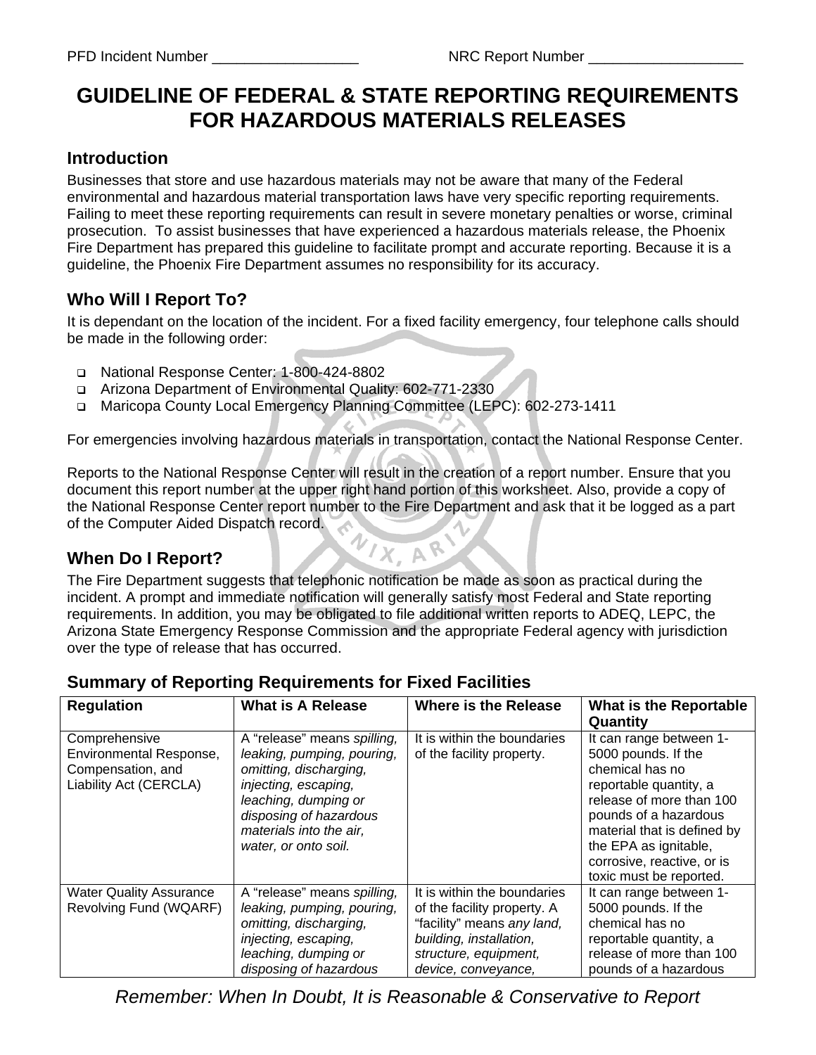PFD Incident Number __________________ NRC Report Number ___________________

# GUIDELINE OF FEDERAL & STATE REPORTING REQUIREMENTS FOR HAZARDOUS MATERIALS RELEASES

## Introduction

Businesses that store and use hazardous materials may not be aware that many of the Federal environmental and hazardous material transportation laws have very specific reporting requirements. Failing to meet these reporting requirements can result in severe monetary penalties or worse, criminal prosecution. To assist businesses that have experienced a hazardous materials release, the Phoenix Fire Department has prepared this guideline to facilitate prompt and accurate reporting. Because it is a guideline, the Phoenix Fire Department assumes no responsibility for its accuracy.

## Who Will I Report To?

It is dependant on the location of the incident. For a fixed facility emergency, four telephone calls should be made in the following order:

- National Response Center: 1-800-424-8802
- Arizona Department of Environmental Quality: 602-771-2330
- Maricopa County Local Emergency Planning Committee (LEPC): 602-273-1411

For emergencies involving hazardous materials in transportation, contact the National Response Center.

Reports to the National Response Center will result in the creation of a report number. Ensure that you document this report number at the upper right hand portion of this worksheet. Also, provide a copy of the National Response Center report number to the Fire Department and ask that it be logged as a part of the Computer Aided Dispatch record.

## When Do I Report?

The Fire Department suggests that telephonic notification be made as soon as practical during the incident. A prompt and immediate notification will generally satisfy most Federal and State reporting requirements. In addition, you may be obligated to file additional written reports to ADEQ, LEPC, the Arizona State Emergency Response Commission and the appropriate Federal agency with jurisdiction over the type of release that has occurred.

## Summary of Reporting Requirements for Fixed Facilities

| Regulation | What is A Release | Where is the Release | What is the Reportable Quantity |
|---|---|---|---|
| Comprehensive Environmental Response, Compensation, and Liability Act (CERCLA) | A "release" means *spilling, leaking, pumping, pouring, omitting, discharging, injecting, escaping, leaching, dumping or disposing of hazardous materials into the air, water, or onto soil.* | It is within the boundaries of the facility property. | It can range between 1-5000 pounds. If the chemical has no reportable quantity, a release of more than 100 pounds of a hazardous material that is defined by the EPA as ignitable, corrosive, reactive, or is toxic must be reported. |
| Water Quality Assurance Revolving Fund (WQARF) | A "release" means *spilling, leaking, pumping, pouring, omitting, discharging, injecting, escaping, leaching, dumping or disposing of hazardous* | It is within the boundaries of the facility property. A "facility" means *any land, building, installation, structure, equipment, device, conveyance,* | It can range between 1-5000 pounds. If the chemical has no reportable quantity, a release of more than 100 pounds of a hazardous |

*Remember: When In Doubt, It is Reasonable & Conservative to Report*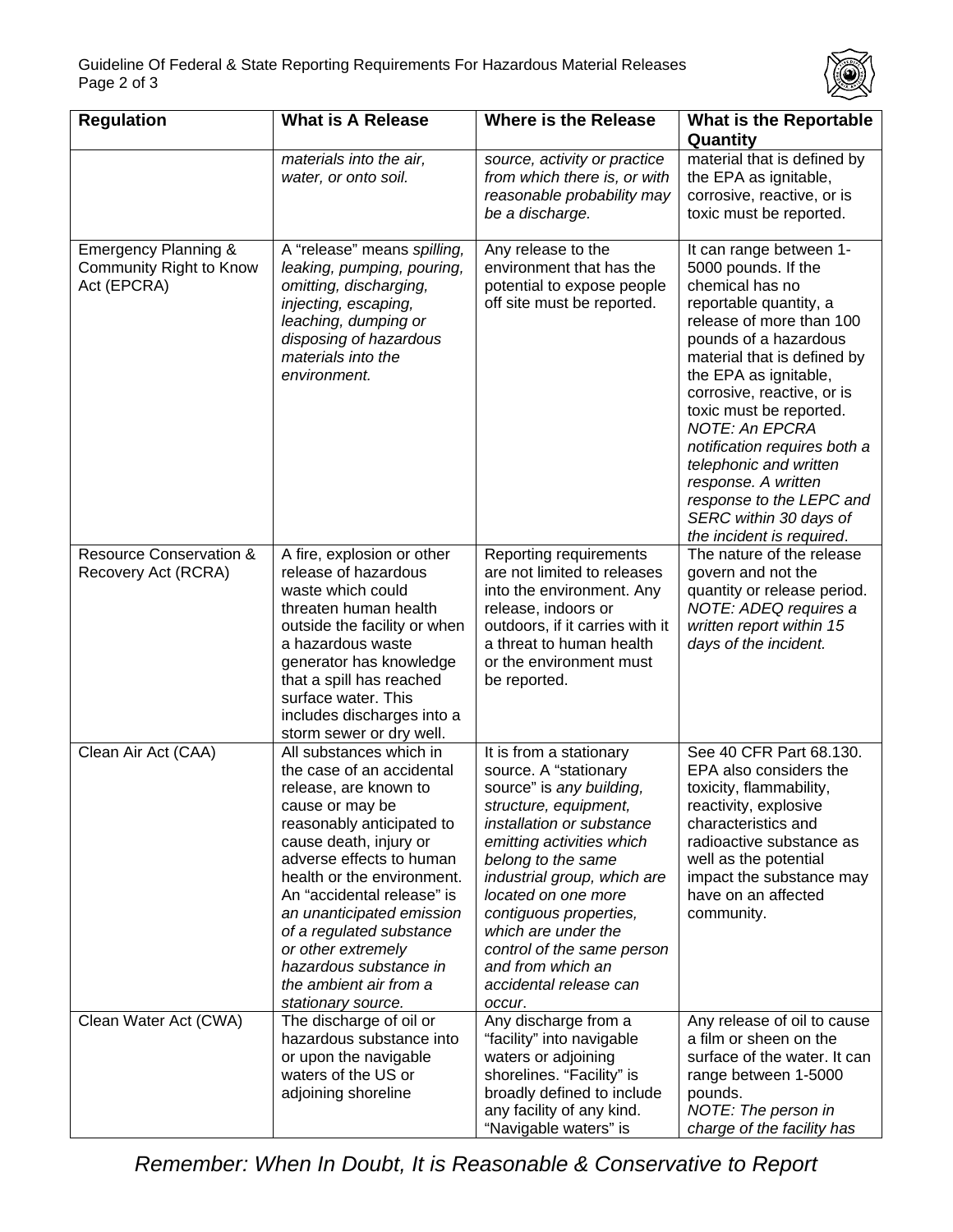| Regulation | What is A Release | Where is the Release | What is the Reportable Quantity |
|---|---|---|---|
| | *materials into the air, water, or onto soil.* | *source, activity or practice from which there is, or with reasonable probability may be a discharge.* | material that is defined by the EPA as ignitable, corrosive, reactive, or is toxic must be reported. |
| Emergency Planning & Community Right to Know Act (EPCRA) | A "release" means *spilling, leaking, pumping, pouring, omitting, discharging, injecting, escaping, leaching, dumping or disposing of hazardous materials into the environment.* | Any release to the environment that has the potential to expose people off site must be reported. | It can range between 1-5000 pounds. If the chemical has no reportable quantity, a release of more than 100 pounds of a hazardous material that is defined by the EPA as ignitable, corrosive, reactive, or is toxic must be reported. *NOTE: An EPCRA notification requires both a telephonic and written response. A written response to the LEPC and SERC within 30 days of the incident is required*. |
| Resource Conservation & Recovery Act (RCRA) | A fire, explosion or other release of hazardous waste which could threaten human health outside the facility or when a hazardous waste generator has knowledge that a spill has reached surface water. This includes discharges into a storm sewer or dry well. | Reporting requirements are not limited to releases into the environment. Any release, indoors or outdoors, if it carries with it a threat to human health or the environment must be reported. | The nature of the release govern and not the quantity or release period. *NOTE: ADEQ requires a written report within 15 days of the incident.* |
| Clean Air Act (CAA) | All substances which in the case of an accidental release, are known to cause or may be reasonably anticipated to cause death, injury or adverse effects to human health or the environment. An "accidental release" is *an unanticipated emission of a regulated substance or other extremely hazardous substance in the ambient air from a stationary source.* | It is from a stationary source. A "stationary source" is *any building, structure, equipment, installation or substance emitting activities which belong to the same industrial group, which are located on one more contiguous properties, which are under the control of the same person and from which an accidental release can occur*. | See 40 CFR Part 68.130. EPA also considers the toxicity, flammability, reactivity, explosive characteristics and radioactive substance as well as the potential impact the substance may have on an affected community. |
| Clean Water Act (CWA) | The discharge of oil or hazardous substance into or upon the navigable waters of the US or adjoining shoreline | Any discharge from a "facility" into navigable waters or adjoining shorelines. "Facility" is broadly defined to include any facility of any kind. "Navigable waters" is | Any release of oil to cause a film or sheen on the surface of the water. It can range between 1-5000 pounds. *NOTE: The person in charge of the facility has* |

*Remember: When In Doubt, It is Reasonable & Conservative to Report*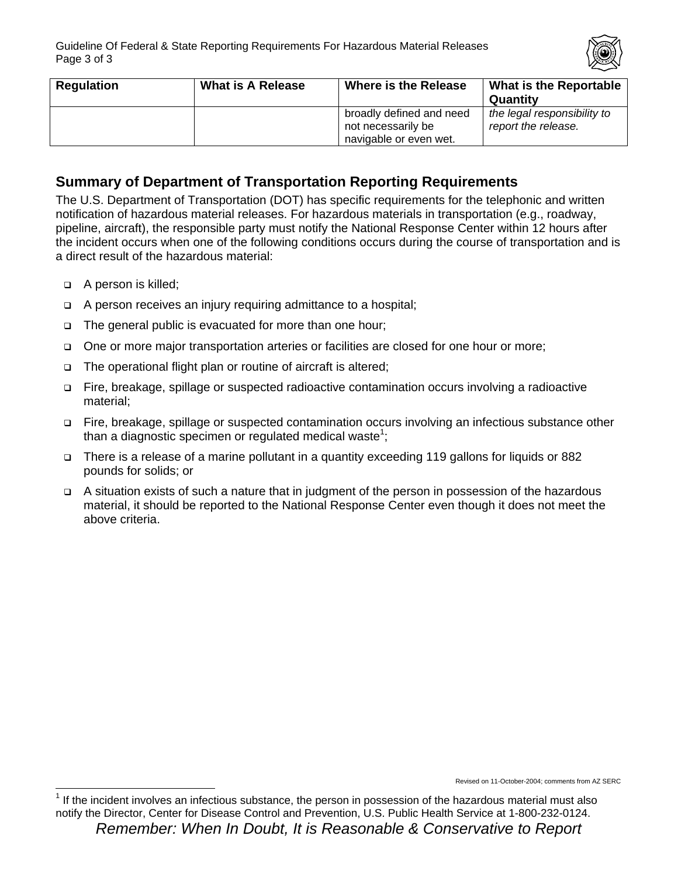| Regulation | What is A Release | Where is the Release | What is the Reportable Quantity |
|---|---|---|---|
| | | broadly defined and need not necessarily be navigable or even wet. | *the legal responsibility to report the release.* |

## Summary of Department of Transportation Reporting Requirements

The U.S. Department of Transportation (DOT) has specific requirements for the telephonic and written notification of hazardous material releases. For hazardous materials in transportation (e.g., roadway, pipeline, aircraft), the responsible party must notify the National Response Center within 12 hours after the incident occurs when one of the following conditions occurs during the course of transportation and is a direct result of the hazardous material:

- A person is killed;
- A person receives an injury requiring admittance to a hospital;
- The general public is evacuated for more than one hour;
- One or more major transportation arteries or facilities are closed for one hour or more;
- The operational flight plan or routine of aircraft is altered;
- Fire, breakage, spillage or suspected radioactive contamination occurs involving a radioactive material;
- Fire, breakage, spillage or suspected contamination occurs involving an infectious substance other than a diagnostic specimen or regulated medical waste[1];
- There is a release of a marine pollutant in a quantity exceeding 119 gallons for liquids or 882 pounds for solids; or
- A situation exists of such a nature that in judgment of the person in possession of the hazardous material, it should be reported to the National Response Center even though it does not meet the above criteria.

Revised on 11-October-2004; comments from AZ SERC

[1] If the incident involves an infectious substance, the person in possession of the hazardous material must also notify the Director, Center for Disease Control and Prevention, U.S. Public Health Service at 1-800-232-0124.

*Remember: When In Doubt, It is Reasonable & Conservative to Report*